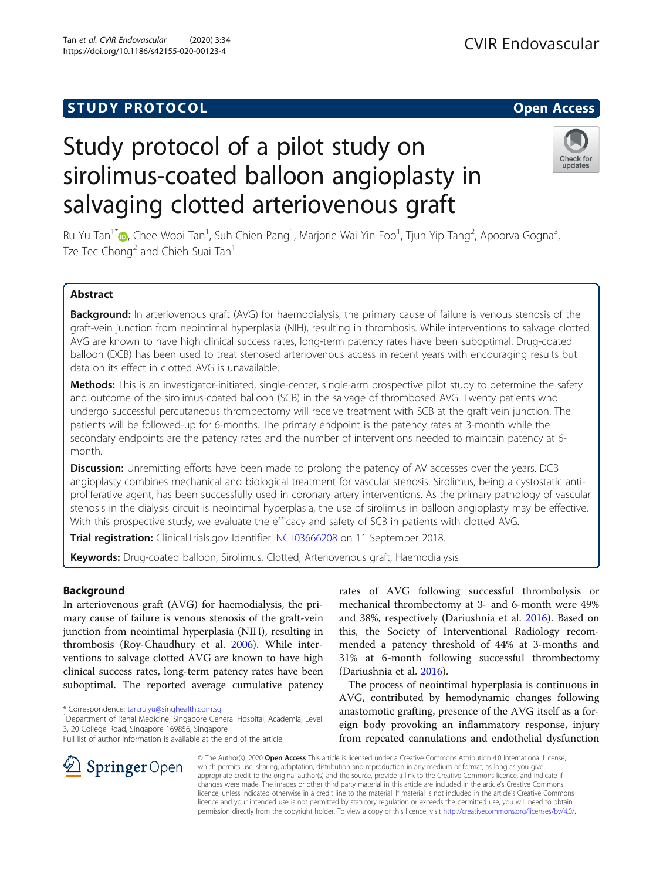STUDY PROTOCOL

Open Access

# Study protocol of a pilot study on sirolimus-coated balloon angioplasty in salvaging clotted arteriovenous graft

Ru Yu Tan[1*], Chee Wooi Tan[1], Suh Chien Pang[1], Marjorie Wai Yin Foo[1], Tjun Yip Tang[2], Apoorva Gogna[3], Tze Tec Chong[2] and Chieh Suai Tan[1]

## Abstract

**Background:** In arteriovenous graft (AVG) for haemodialysis, the primary cause of failure is venous stenosis of the graft-vein junction from neointimal hyperplasia (NIH), resulting in thrombosis. While interventions to salvage clotted AVG are known to have high clinical success rates, long-term patency rates have been suboptimal. Drug-coated balloon (DCB) has been used to treat stenosed arteriovenous access in recent years with encouraging results but data on its effect in clotted AVG is unavailable.

**Methods:** This is an investigator-initiated, single-center, single-arm prospective pilot study to determine the safety and outcome of the sirolimus-coated balloon (SCB) in the salvage of thrombosed AVG. Twenty patients who undergo successful percutaneous thrombectomy will receive treatment with SCB at the graft vein junction. The patients will be followed-up for 6-months. The primary endpoint is the patency rates at 3-month while the secondary endpoints are the patency rates and the number of interventions needed to maintain patency at 6-month.

**Discussion:** Unremitting efforts have been made to prolong the patency of AV accesses over the years. DCB angioplasty combines mechanical and biological treatment for vascular stenosis. Sirolimus, being a cystostatic anti-proliferative agent, has been successfully used in coronary artery interventions. As the primary pathology of vascular stenosis in the dialysis circuit is neointimal hyperplasia, the use of sirolimus in balloon angioplasty may be effective. With this prospective study, we evaluate the efficacy and safety of SCB in patients with clotted AVG.

**Trial registration:** ClinicalTrials.gov Identifier: NCT03666208 on 11 September 2018.

**Keywords:** Drug-coated balloon, Sirolimus, Clotted, Arteriovenous graft, Haemodialysis

## Background

In arteriovenous graft (AVG) for haemodialysis, the primary cause of failure is venous stenosis of the graft-vein junction from neointimal hyperplasia (NIH), resulting in thrombosis (Roy-Chaudhury et al. 2006). While interventions to salvage clotted AVG are known to have high clinical success rates, long-term patency rates have been suboptimal. The reported average cumulative patency rates of AVG following successful thrombolysis or mechanical thrombectomy at 3- and 6-month were 49% and 38%, respectively (Dariushnia et al. 2016). Based on this, the Society of Interventional Radiology recommended a patency threshold of 44% at 3-months and 31% at 6-month following successful thrombectomy (Dariushnia et al. 2016).

The process of neointimal hyperplasia is continuous in AVG, contributed by hemodynamic changes following anastomotic grafting, presence of the AVG itself as a foreign body provoking an inflammatory response, injury from repeated cannulations and endothelial dysfunction

\* Correspondence: tan.ru.yu@singhealth.com.sg
[1]Department of Renal Medicine, Singapore General Hospital, Academia, Level 3, 20 College Road, Singapore 169856, Singapore
Full list of author information is available at the end of the article

© The Author(s). 2020 **Open Access** This article is licensed under a Creative Commons Attribution 4.0 International License, which permits use, sharing, adaptation, distribution and reproduction in any medium or format, as long as you give appropriate credit to the original author(s) and the source, provide a link to the Creative Commons licence, and indicate if changes were made. The images or other third party material in this article are included in the article's Creative Commons licence, unless indicated otherwise in a credit line to the material. If material is not included in the article's Creative Commons licence and your intended use is not permitted by statutory regulation or exceeds the permitted use, you will need to obtain permission directly from the copyright holder. To view a copy of this licence, visit http://creativecommons.org/licenses/by/4.0/.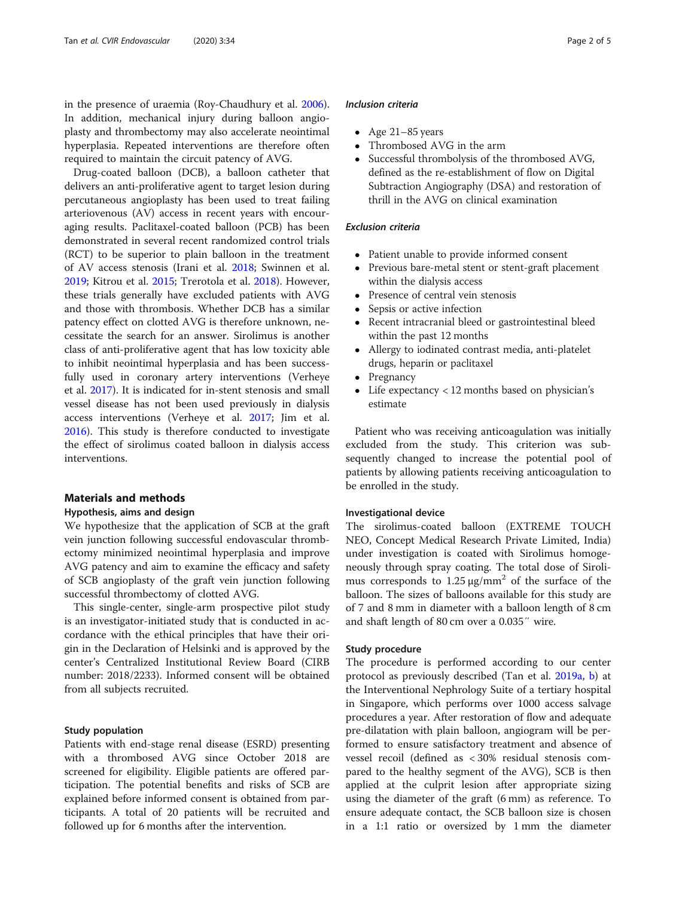in the presence of uraemia (Roy-Chaudhury et al. 2006). In addition, mechanical injury during balloon angioplasty and thrombectomy may also accelerate neointimal hyperplasia. Repeated interventions are therefore often required to maintain the circuit patency of AVG.

Drug-coated balloon (DCB), a balloon catheter that delivers an anti-proliferative agent to target lesion during percutaneous angioplasty has been used to treat failing arteriovenous (AV) access in recent years with encouraging results. Paclitaxel-coated balloon (PCB) has been demonstrated in several recent randomized control trials (RCT) to be superior to plain balloon in the treatment of AV access stenosis (Irani et al. 2018; Swinnen et al. 2019; Kitrou et al. 2015; Trerotola et al. 2018). However, these trials generally have excluded patients with AVG and those with thrombosis. Whether DCB has a similar patency effect on clotted AVG is therefore unknown, necessitate the search for an answer. Sirolimus is another class of anti-proliferative agent that has low toxicity able to inhibit neointimal hyperplasia and has been successfully used in coronary artery interventions (Verheye et al. 2017). It is indicated for in-stent stenosis and small vessel disease has not been used previously in dialysis access interventions (Verheye et al. 2017; Jim et al. 2016). This study is therefore conducted to investigate the effect of sirolimus coated balloon in dialysis access interventions.

## Materials and methods

### Hypothesis, aims and design

We hypothesize that the application of SCB at the graft vein junction following successful endovascular thrombectomy minimized neointimal hyperplasia and improve AVG patency and aim to examine the efficacy and safety of SCB angioplasty of the graft vein junction following successful thrombectomy of clotted AVG.

This single-center, single-arm prospective pilot study is an investigator-initiated study that is conducted in accordance with the ethical principles that have their origin in the Declaration of Helsinki and is approved by the center's Centralized Institutional Review Board (CIRB number: 2018/2233). Informed consent will be obtained from all subjects recruited.

### Study population

Patients with end-stage renal disease (ESRD) presenting with a thrombosed AVG since October 2018 are screened for eligibility. Eligible patients are offered participation. The potential benefits and risks of SCB are explained before informed consent is obtained from participants. A total of 20 patients will be recruited and followed up for 6 months after the intervention.

#### *Inclusion criteria*

- Age 21–85 years
- Thrombosed AVG in the arm
- Successful thrombolysis of the thrombosed AVG, defined as the re-establishment of flow on Digital Subtraction Angiography (DSA) and restoration of thrill in the AVG on clinical examination

#### *Exclusion criteria*

- Patient unable to provide informed consent
- Previous bare-metal stent or stent-graft placement within the dialysis access
- Presence of central vein stenosis
- Sepsis or active infection
- Recent intracranial bleed or gastrointestinal bleed within the past 12 months
- Allergy to iodinated contrast media, anti-platelet drugs, heparin or paclitaxel
- Pregnancy
- Life expectancy < 12 months based on physician's estimate

Patient who was receiving anticoagulation was initially excluded from the study. This criterion was subsequently changed to increase the potential pool of patients by allowing patients receiving anticoagulation to be enrolled in the study.

### Investigational device

The sirolimus-coated balloon (EXTREME TOUCH NEO, Concept Medical Research Private Limited, India) under investigation is coated with Sirolimus homogeneously through spray coating. The total dose of Sirolimus corresponds to 1.25 μg/mm$^2$ of the surface of the balloon. The sizes of balloons available for this study are of 7 and 8 mm in diameter with a balloon length of 8 cm and shaft length of 80 cm over a 0.035″ wire.

### Study procedure

The procedure is performed according to our center protocol as previously described (Tan et al. 2019a, b) at the Interventional Nephrology Suite of a tertiary hospital in Singapore, which performs over 1000 access salvage procedures a year. After restoration of flow and adequate pre-dilatation with plain balloon, angiogram will be performed to ensure satisfactory treatment and absence of vessel recoil (defined as < 30% residual stenosis compared to the healthy segment of the AVG), SCB is then applied at the culprit lesion after appropriate sizing using the diameter of the graft (6 mm) as reference. To ensure adequate contact, the SCB balloon size is chosen in a 1:1 ratio or oversized by 1 mm the diameter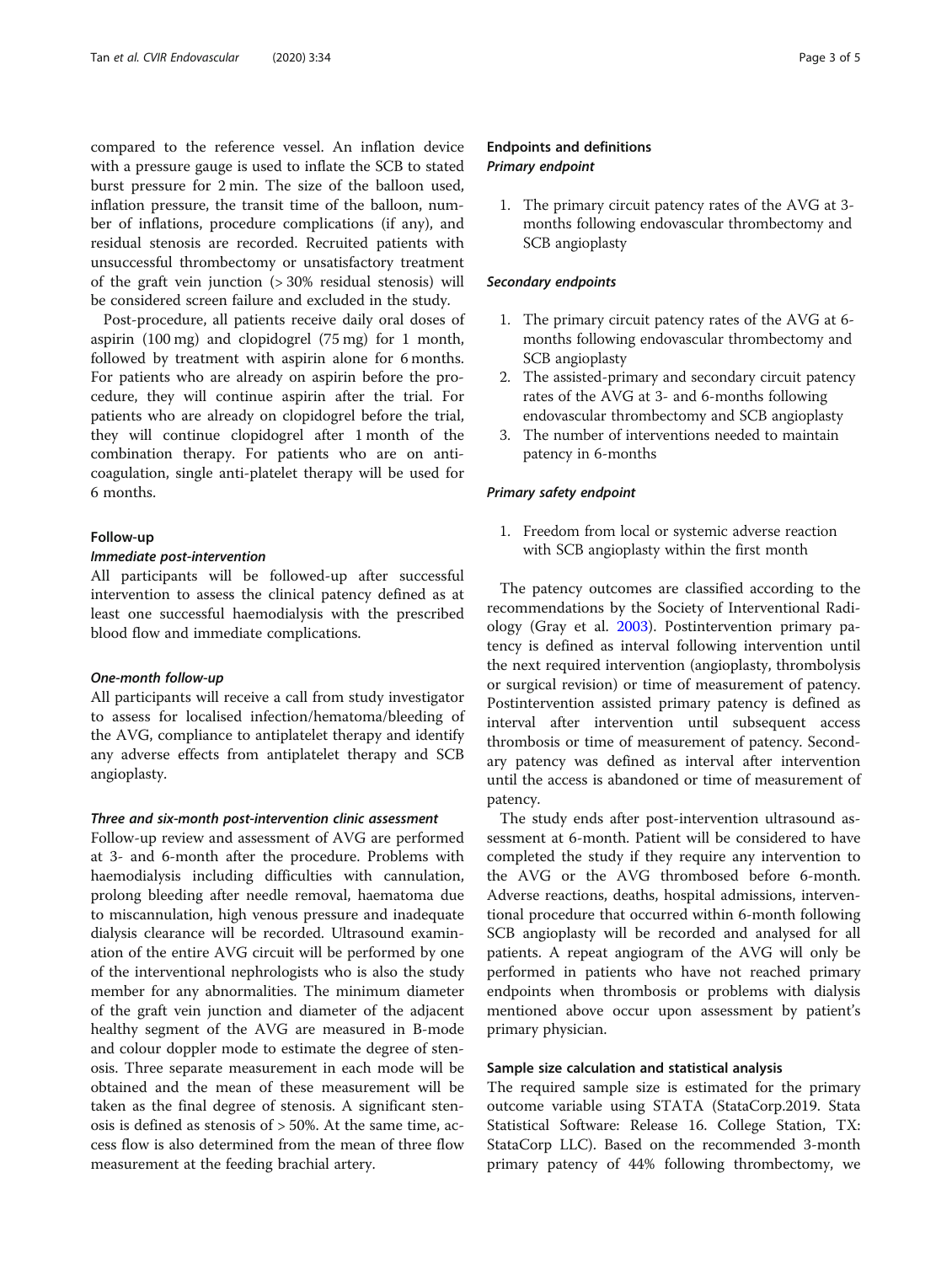compared to the reference vessel. An inflation device with a pressure gauge is used to inflate the SCB to stated burst pressure for 2 min. The size of the balloon used, inflation pressure, the transit time of the balloon, number of inflations, procedure complications (if any), and residual stenosis are recorded. Recruited patients with unsuccessful thrombectomy or unsatisfactory treatment of the graft vein junction (> 30% residual stenosis) will be considered screen failure and excluded in the study.

Post-procedure, all patients receive daily oral doses of aspirin (100 mg) and clopidogrel (75 mg) for 1 month, followed by treatment with aspirin alone for 6 months. For patients who are already on aspirin before the procedure, they will continue aspirin after the trial. For patients who are already on clopidogrel before the trial, they will continue clopidogrel after 1 month of the combination therapy. For patients who are on anticoagulation, single anti-platelet therapy will be used for 6 months.

### Follow-up

#### *Immediate post-intervention*

All participants will be followed-up after successful intervention to assess the clinical patency defined as at least one successful haemodialysis with the prescribed blood flow and immediate complications.

#### *One-month follow-up*

All participants will receive a call from study investigator to assess for localised infection/hematoma/bleeding of the AVG, compliance to antiplatelet therapy and identify any adverse effects from antiplatelet therapy and SCB angioplasty.

#### *Three and six-month post-intervention clinic assessment*

Follow-up review and assessment of AVG are performed at 3- and 6-month after the procedure. Problems with haemodialysis including difficulties with cannulation, prolong bleeding after needle removal, haematoma due to miscannulation, high venous pressure and inadequate dialysis clearance will be recorded. Ultrasound examination of the entire AVG circuit will be performed by one of the interventional nephrologists who is also the study member for any abnormalities. The minimum diameter of the graft vein junction and diameter of the adjacent healthy segment of the AVG are measured in B-mode and colour doppler mode to estimate the degree of stenosis. Three separate measurement in each mode will be obtained and the mean of these measurement will be taken as the final degree of stenosis. A significant stenosis is defined as stenosis of > 50%. At the same time, access flow is also determined from the mean of three flow measurement at the feeding brachial artery.

### Endpoints and definitions

#### *Primary endpoint*

1. The primary circuit patency rates of the AVG at 3-months following endovascular thrombectomy and SCB angioplasty

#### *Secondary endpoints*

1. The primary circuit patency rates of the AVG at 6-months following endovascular thrombectomy and SCB angioplasty
2. The assisted-primary and secondary circuit patency rates of the AVG at 3- and 6-months following endovascular thrombectomy and SCB angioplasty
3. The number of interventions needed to maintain patency in 6-months

#### *Primary safety endpoint*

1. Freedom from local or systemic adverse reaction with SCB angioplasty within the first month

The patency outcomes are classified according to the recommendations by the Society of Interventional Radiology (Gray et al. 2003). Postintervention primary patency is defined as interval following intervention until the next required intervention (angioplasty, thrombolysis or surgical revision) or time of measurement of patency. Postintervention assisted primary patency is defined as interval after intervention until subsequent access thrombosis or time of measurement of patency. Secondary patency was defined as interval after intervention until the access is abandoned or time of measurement of patency.

The study ends after post-intervention ultrasound assessment at 6-month. Patient will be considered to have completed the study if they require any intervention to the AVG or the AVG thrombosed before 6-month. Adverse reactions, deaths, hospital admissions, interventional procedure that occurred within 6-month following SCB angioplasty will be recorded and analysed for all patients. A repeat angiogram of the AVG will only be performed in patients who have not reached primary endpoints when thrombosis or problems with dialysis mentioned above occur upon assessment by patient's primary physician.

### Sample size calculation and statistical analysis

The required sample size is estimated for the primary outcome variable using STATA (StataCorp.2019. Stata Statistical Software: Release 16. College Station, TX: StataCorp LLC). Based on the recommended 3-month primary patency of 44% following thrombectomy, we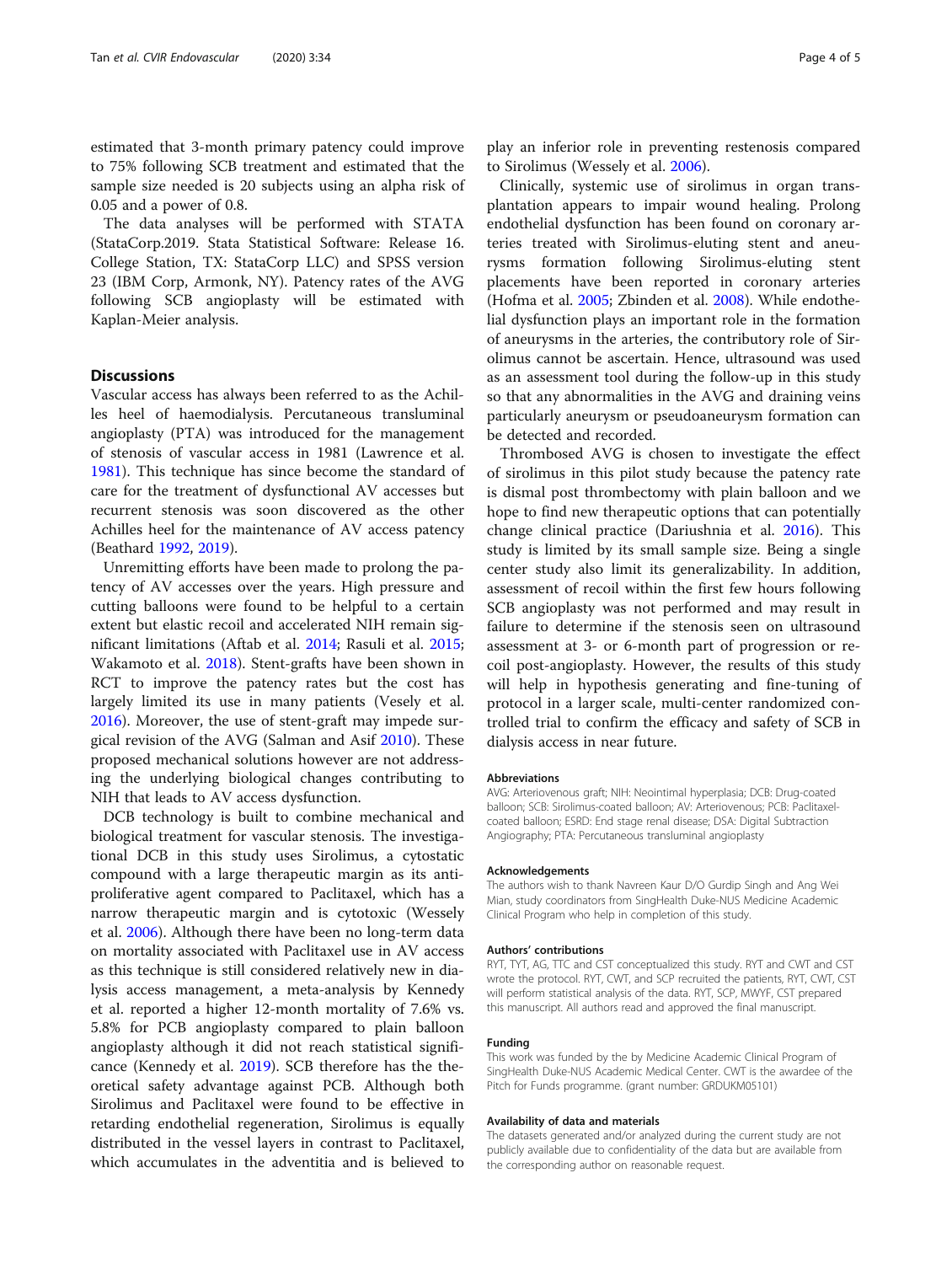estimated that 3-month primary patency could improve to 75% following SCB treatment and estimated that the sample size needed is 20 subjects using an alpha risk of 0.05 and a power of 0.8.

The data analyses will be performed with STATA (StataCorp.2019. Stata Statistical Software: Release 16. College Station, TX: StataCorp LLC) and SPSS version 23 (IBM Corp, Armonk, NY). Patency rates of the AVG following SCB angioplasty will be estimated with Kaplan-Meier analysis.

## Discussions

Vascular access has always been referred to as the Achilles heel of haemodialysis. Percutaneous transluminal angioplasty (PTA) was introduced for the management of stenosis of vascular access in 1981 (Lawrence et al. 1981). This technique has since become the standard of care for the treatment of dysfunctional AV accesses but recurrent stenosis was soon discovered as the other Achilles heel for the maintenance of AV access patency (Beathard 1992, 2019).

Unremitting efforts have been made to prolong the patency of AV accesses over the years. High pressure and cutting balloons were found to be helpful to a certain extent but elastic recoil and accelerated NIH remain significant limitations (Aftab et al. 2014; Rasuli et al. 2015; Wakamoto et al. 2018). Stent-grafts have been shown in RCT to improve the patency rates but the cost has largely limited its use in many patients (Vesely et al. 2016). Moreover, the use of stent-graft may impede surgical revision of the AVG (Salman and Asif 2010). These proposed mechanical solutions however are not addressing the underlying biological changes contributing to NIH that leads to AV access dysfunction.

DCB technology is built to combine mechanical and biological treatment for vascular stenosis. The investigational DCB in this study uses Sirolimus, a cytostatic compound with a large therapeutic margin as its anti-proliferative agent compared to Paclitaxel, which has a narrow therapeutic margin and is cytotoxic (Wessely et al. 2006). Although there have been no long-term data on mortality associated with Paclitaxel use in AV access as this technique is still considered relatively new in dialysis access management, a meta-analysis by Kennedy et al. reported a higher 12-month mortality of 7.6% vs. 5.8% for PCB angioplasty compared to plain balloon angioplasty although it did not reach statistical significance (Kennedy et al. 2019). SCB therefore has the theoretical safety advantage against PCB. Although both Sirolimus and Paclitaxel were found to be effective in retarding endothelial regeneration, Sirolimus is equally distributed in the vessel layers in contrast to Paclitaxel, which accumulates in the adventitia and is believed to play an inferior role in preventing restenosis compared to Sirolimus (Wessely et al. 2006).

Clinically, systemic use of sirolimus in organ transplantation appears to impair wound healing. Prolong endothelial dysfunction has been found on coronary arteries treated with Sirolimus-eluting stent and aneurysms formation following Sirolimus-eluting stent placements have been reported in coronary arteries (Hofma et al. 2005; Zbinden et al. 2008). While endothelial dysfunction plays an important role in the formation of aneurysms in the arteries, the contributory role of Sirolimus cannot be ascertain. Hence, ultrasound was used as an assessment tool during the follow-up in this study so that any abnormalities in the AVG and draining veins particularly aneurysm or pseudoaneurysm formation can be detected and recorded.

Thrombosed AVG is chosen to investigate the effect of sirolimus in this pilot study because the patency rate is dismal post thrombectomy with plain balloon and we hope to find new therapeutic options that can potentially change clinical practice (Dariushnia et al. 2016). This study is limited by its small sample size. Being a single center study also limit its generalizability. In addition, assessment of recoil within the first few hours following SCB angioplasty was not performed and may result in failure to determine if the stenosis seen on ultrasound assessment at 3- or 6-month part of progression or recoil post-angioplasty. However, the results of this study will help in hypothesis generating and fine-tuning of protocol in a larger scale, multi-center randomized controlled trial to confirm the efficacy and safety of SCB in dialysis access in near future.

#### Abbreviations

AVG: Arteriovenous graft; NIH: Neointimal hyperplasia; DCB: Drug-coated balloon; SCB: Sirolimus-coated balloon; AV: Arteriovenous; PCB: Paclitaxel-coated balloon; ESRD: End stage renal disease; DSA: Digital Subtraction Angiography; PTA: Percutaneous transluminal angioplasty

#### Acknowledgements

The authors wish to thank Navreen Kaur D/O Gurdip Singh and Ang Wei Mian, study coordinators from SingHealth Duke-NUS Medicine Academic Clinical Program who help in completion of this study.

#### Authors' contributions

RYT, TYT, AG, TTC and CST conceptualized this study. RYT and CWT and CST wrote the protocol. RYT, CWT, and SCP recruited the patients, RYT, CWT, CST will perform statistical analysis of the data. RYT, SCP, MWYF, CST prepared this manuscript. All authors read and approved the final manuscript.

#### Funding

This work was funded by the by Medicine Academic Clinical Program of SingHealth Duke-NUS Academic Medical Center. CWT is the awardee of the Pitch for Funds programme. (grant number: GRDUKM05101)

#### Availability of data and materials

The datasets generated and/or analyzed during the current study are not publicly available due to confidentiality of the data but are available from the corresponding author on reasonable request.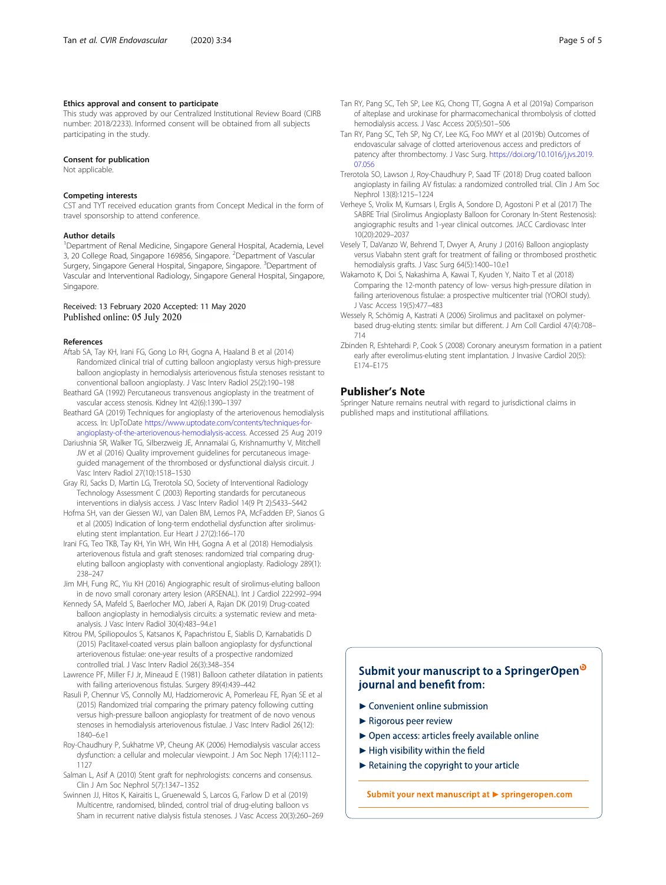### Ethics approval and consent to participate

This study was approved by our Centralized Institutional Review Board (CIRB number: 2018/2233). Informed consent will be obtained from all subjects participating in the study.

### Consent for publication

Not applicable.

### Competing interests

CST and TYT received education grants from Concept Medical in the form of travel sponsorship to attend conference.

### Author details

[1]Department of Renal Medicine, Singapore General Hospital, Academia, Level 3, 20 College Road, Singapore 169856, Singapore. [2]Department of Vascular Surgery, Singapore General Hospital, Singapore, Singapore. [3]Department of Vascular and Interventional Radiology, Singapore General Hospital, Singapore, Singapore.

Received: 13 February 2020 Accepted: 11 May 2020
Published online: 05 July 2020

### References

Aftab SA, Tay KH, Irani FG, Gong Lo RH, Gogna A, Haaland B et al (2014) Randomized clinical trial of cutting balloon angioplasty versus high-pressure balloon angioplasty in hemodialysis arteriovenous fistula stenoses resistant to conventional balloon angioplasty. J Vasc Interv Radiol 25(2):190–198

Beathard GA (1992) Percutaneous transvenous angioplasty in the treatment of vascular access stenosis. Kidney Int 42(6):1390–1397

Beathard GA (2019) Techniques for angioplasty of the arteriovenous hemodialysis access. In: UpToDate https://www.uptodate.com/contents/techniques-for-angioplasty-of-the-arteriovenous-hemodialysis-access. Accessed 25 Aug 2019

Dariushnia SR, Walker TG, Silberzweig JE, Annamalai G, Krishnamurthy V, Mitchell JW et al (2016) Quality improvement guidelines for percutaneous image-guided management of the thrombosed or dysfunctional dialysis circuit. J Vasc Interv Radiol 27(10):1518–1530

Gray RJ, Sacks D, Martin LG, Trerotola SO, Society of Interventional Radiology Technology Assessment C (2003) Reporting standards for percutaneous interventions in dialysis access. J Vasc Interv Radiol 14(9 Pt 2):S433–S442

Hofma SH, van der Giessen WJ, van Dalen BM, Lemos PA, McFadden EP, Sianos G et al (2005) Indication of long-term endothelial dysfunction after sirolimus-eluting stent implantation. Eur Heart J 27(2):166–170

Irani FG, Teo TKB, Tay KH, Yin WH, Win HH, Gogna A et al (2018) Hemodialysis arteriovenous fistula and graft stenoses: randomized trial comparing drug-eluting balloon angioplasty with conventional angioplasty. Radiology 289(1): 238–247

Jim MH, Fung RC, Yiu KH (2016) Angiographic result of sirolimus-eluting balloon in de novo small coronary artery lesion (ARSENAL). Int J Cardiol 222:992–994

Kennedy SA, Mafeld S, Baerlocher MO, Jaberi A, Rajan DK (2019) Drug-coated balloon angioplasty in hemodialysis circuits: a systematic review and meta-analysis. J Vasc Interv Radiol 30(4):483–94.e1

Kitrou PM, Spiliopoulos S, Katsanos K, Papachristou E, Siablis D, Karnabatidis D (2015) Paclitaxel-coated versus plain balloon angioplasty for dysfunctional arteriovenous fistulae: one-year results of a prospective randomized controlled trial. J Vasc Interv Radiol 26(3):348–354

Lawrence PF, Miller FJ Jr, Mineaud E (1981) Balloon catheter dilatation in patients with failing arteriovenous fistulas. Surgery 89(4):439–442

Rasuli P, Chennur VS, Connolly MJ, Hadziomerovic A, Pomerleau FE, Ryan SE et al (2015) Randomized trial comparing the primary patency following cutting versus high-pressure balloon angioplasty for treatment of de novo venous stenoses in hemodialysis arteriovenous fistulae. J Vasc Interv Radiol 26(12): 1840–6.e1

Roy-Chaudhury P, Sukhatme VP, Cheung AK (2006) Hemodialysis vascular access dysfunction: a cellular and molecular viewpoint. J Am Soc Neph 17(4):1112–1127

Salman L, Asif A (2010) Stent graft for nephrologists: concerns and consensus. Clin J Am Soc Nephrol 5(7):1347–1352

Swinnen JJ, Hitos K, Kairaitis L, Gruenewald S, Larcos G, Farlow D et al (2019) Multicentre, randomised, blinded, control trial of drug-eluting balloon vs Sham in recurrent native dialysis fistula stenoses. J Vasc Access 20(3):260–269

Tan RY, Pang SC, Teh SP, Lee KG, Chong TT, Gogna A et al (2019a) Comparison of alteplase and urokinase for pharmacomechanical thrombolysis of clotted hemodialysis access. J Vasc Access 20(5):501–506

Tan RY, Pang SC, Teh SP, Lee KG, Foo MWY et al (2019b) Outcomes of endovascular salvage of clotted arteriovenous access and predictors of patency after thrombectomy. J Vasc Surg. https://doi.org/10.1016/j.jvs.2019.07.056

Trerotola SO, Lawson J, Roy-Chaudhury P, Saad TF (2018) Drug coated balloon angioplasty in failing AV fistulas: a randomized controlled trial. Clin J Am Soc Nephrol 13(8):1215–1224

Verheye S, Vrolix M, Kumsars I, Erglis A, Sondore D, Agostoni P et al (2017) The SABRE Trial (Sirolimus Angioplasty Balloon for Coronary In-Stent Restenosis): angiographic results and 1-year clinical outcomes. JACC Cardiovasc Inter 10(20):2029–2037

Vesely T, DaVanzo W, Behrend T, Dwyer A, Aruny J (2016) Balloon angioplasty versus Viabahn stent graft for treatment of failing or thrombosed prosthetic hemodialysis grafts. J Vasc Surg 64(5):1400–10.e1

Wakamoto K, Doi S, Nakashima A, Kawai T, Kyuden Y, Naito T et al (2018) Comparing the 12-month patency of low- versus high-pressure dilation in failing arteriovenous fistulae: a prospective multicenter trial (YOROI study). J Vasc Access 19(5):477–483

Wessely R, Schömig A, Kastrati A (2006) Sirolimus and paclitaxel on polymer-based drug-eluting stents: similar but different. J Am Coll Cardiol 47(4):708–714

Zbinden R, Eshtehardi P, Cook S (2008) Coronary aneurysm formation in a patient early after everolimus-eluting stent implantation. J Invasive Cardiol 20(5): E174–E175

## Publisher's Note

Springer Nature remains neutral with regard to jurisdictional claims in published maps and institutional affiliations.

**Submit your manuscript to a SpringerOpen journal and benefit from:**

- Convenient online submission
- Rigorous peer review
- Open access: articles freely available online
- High visibility within the field
- Retaining the copyright to your article

Submit your next manuscript at ▶ springeropen.com